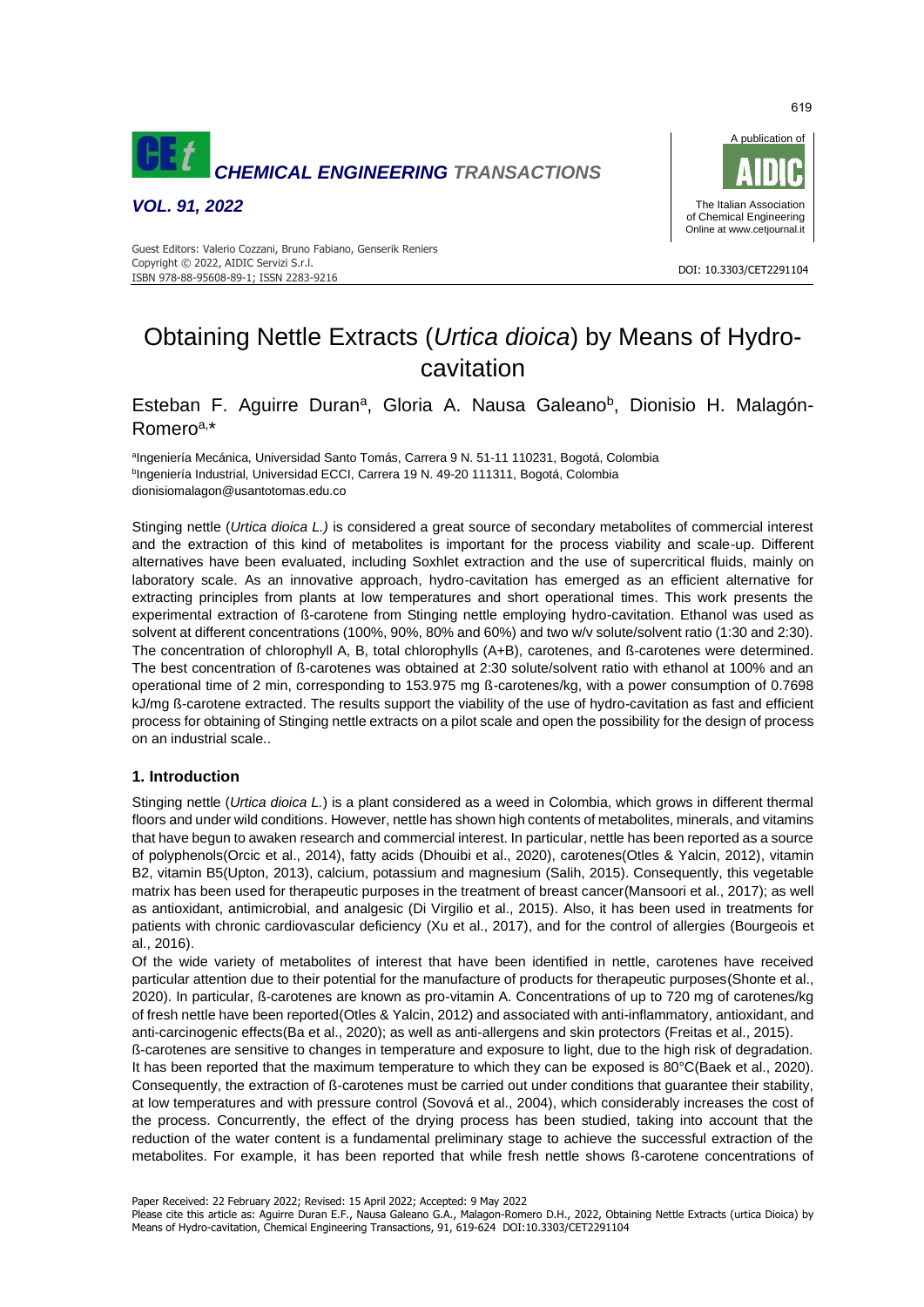# Obtaining Nettle Extracts (*Urtica dioica*) by Means of Hydro-cavitation

Esteban F. Aguirre Duran[a], Gloria A. Nausa Galeano[b], Dionisio H. Malagón-Romero[a,*]

[a]Ingeniería Mecánica, Universidad Santo Tomás, Carrera 9 N. 51-11 110231, Bogotá, Colombia
[b]Ingeniería Industrial, Universidad ECCI, Carrera 19 N. 49-20 111311, Bogotá, Colombia
dionisiomalagon@usantotomas.edu.co

Stinging nettle (*Urtica dioica L.)* is considered a great source of secondary metabolites of commercial interest and the extraction of this kind of metabolites is important for the process viability and scale-up. Different alternatives have been evaluated, including Soxhlet extraction and the use of supercritical fluids, mainly on laboratory scale. As an innovative approach, hydro-cavitation has emerged as an efficient alternative for extracting principles from plants at low temperatures and short operational times. This work presents the experimental extraction of ß-carotene from Stinging nettle employing hydro-cavitation. Ethanol was used as solvent at different concentrations (100%, 90%, 80% and 60%) and two w/v solute/solvent ratio (1:30 and 2:30). The concentration of chlorophyll A, B, total chlorophylls (A+B), carotenes, and ß-carotenes were determined. The best concentration of ß-carotenes was obtained at 2:30 solute/solvent ratio with ethanol at 100% and an operational time of 2 min, corresponding to 153.975 mg ß-carotenes/kg, with a power consumption of 0.7698 kJ/mg ß-carotene extracted. The results support the viability of the use of hydro-cavitation as fast and efficient process for obtaining of Stinging nettle extracts on a pilot scale and open the possibility for the design of process on an industrial scale..

## 1. Introduction

Stinging nettle (*Urtica dioica L.*) is a plant considered as a weed in Colombia, which grows in different thermal floors and under wild conditions. However, nettle has shown high contents of metabolites, minerals, and vitamins that have begun to awaken research and commercial interest. In particular, nettle has been reported as a source of polyphenols(Orcic et al., 2014), fatty acids (Dhouibi et al., 2020), carotenes(Otles & Yalcin, 2012), vitamin B2, vitamin B5(Upton, 2013), calcium, potassium and magnesium (Salih, 2015). Consequently, this vegetable matrix has been used for therapeutic purposes in the treatment of breast cancer(Mansoori et al., 2017); as well as antioxidant, antimicrobial, and analgesic (Di Virgilio et al., 2015). Also, it has been used in treatments for patients with chronic cardiovascular deficiency (Xu et al., 2017), and for the control of allergies (Bourgeois et al., 2016).

Of the wide variety of metabolites of interest that have been identified in nettle, carotenes have received particular attention due to their potential for the manufacture of products for therapeutic purposes(Shonte et al., 2020). In particular, ß-carotenes are known as pro-vitamin A. Concentrations of up to 720 mg of carotenes/kg of fresh nettle have been reported(Otles & Yalcin, 2012) and associated with anti-inflammatory, antioxidant, and anti-carcinogenic effects(Ba et al., 2020); as well as anti-allergens and skin protectors (Freitas et al., 2015).

ß-carotenes are sensitive to changes in temperature and exposure to light, due to the high risk of degradation. It has been reported that the maximum temperature to which they can be exposed is 80°C(Baek et al., 2020). Consequently, the extraction of ß-carotenes must be carried out under conditions that guarantee their stability, at low temperatures and with pressure control (Sovová et al., 2004), which considerably increases the cost of the process. Concurrently, the effect of the drying process has been studied, taking into account that the reduction of the water content is a fundamental preliminary stage to achieve the successful extraction of the metabolites. For example, it has been reported that while fresh nettle shows ß-carotene concentrations of

Paper Received: 22 February 2022; Revised: 15 April 2022; Accepted: 9 May 2022

Please cite this article as: Aguirre Duran E.F., Nausa Galeano G.A., Malagon-Romero D.H., 2022, Obtaining Nettle Extracts (urtica Dioica) by Means of Hydro-cavitation, Chemical Engineering Transactions, 91, 619-624 DOI:10.3303/CET2291104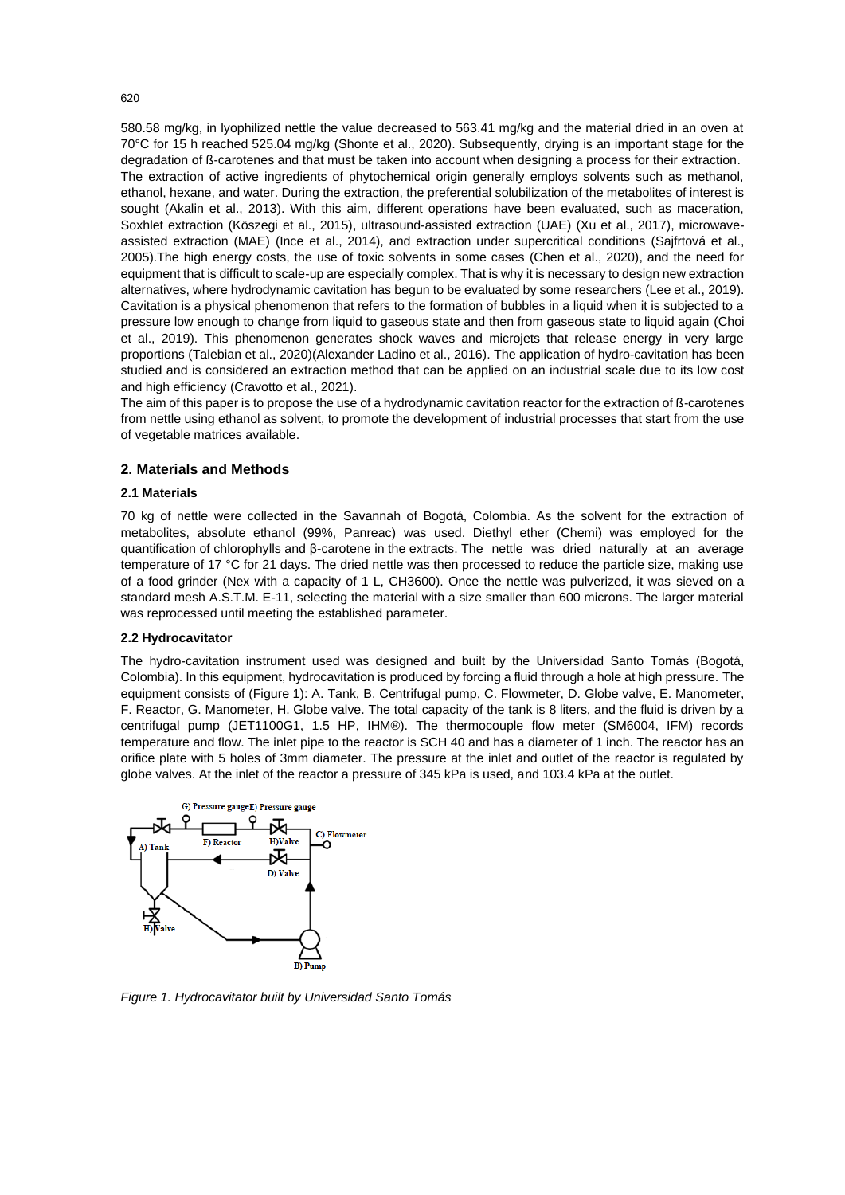580.58 mg/kg, in lyophilized nettle the value decreased to 563.41 mg/kg and the material dried in an oven at 70°C for 15 h reached 525.04 mg/kg (Shonte et al., 2020). Subsequently, drying is an important stage for the degradation of ß-carotenes and that must be taken into account when designing a process for their extraction.
The extraction of active ingredients of phytochemical origin generally employs solvents such as methanol, ethanol, hexane, and water. During the extraction, the preferential solubilization of the metabolites of interest is sought (Akalin et al., 2013). With this aim, different operations have been evaluated, such as maceration, Soxhlet extraction (Köszegi et al., 2015), ultrasound-assisted extraction (UAE) (Xu et al., 2017), microwave-assisted extraction (MAE) (Ince et al., 2014), and extraction under supercritical conditions (Sajfrtová et al., 2005).The high energy costs, the use of toxic solvents in some cases (Chen et al., 2020), and the need for equipment that is difficult to scale-up are especially complex. That is why it is necessary to design new extraction alternatives, where hydrodynamic cavitation has begun to be evaluated by some researchers (Lee et al., 2019). Cavitation is a physical phenomenon that refers to the formation of bubbles in a liquid when it is subjected to a pressure low enough to change from liquid to gaseous state and then from gaseous state to liquid again (Choi et al., 2019). This phenomenon generates shock waves and microjets that release energy in very large proportions (Talebian et al., 2020)(Alexander Ladino et al., 2016). The application of hydro-cavitation has been studied and is considered an extraction method that can be applied on an industrial scale due to its low cost and high efficiency (Cravotto et al., 2021).
The aim of this paper is to propose the use of a hydrodynamic cavitation reactor for the extraction of ß-carotenes from nettle using ethanol as solvent, to promote the development of industrial processes that start from the use of vegetable matrices available.

## 2. Materials and Methods

### 2.1 Materials

70 kg of nettle were collected in the Savannah of Bogotá, Colombia. As the solvent for the extraction of metabolites, absolute ethanol (99%, Panreac) was used. Diethyl ether (Chemi) was employed for the quantification of chlorophylls and β-carotene in the extracts. The nettle was dried naturally at an average temperature of 17 °C for 21 days. The dried nettle was then processed to reduce the particle size, making use of a food grinder (Nex with a capacity of 1 L, CH3600). Once the nettle was pulverized, it was sieved on a standard mesh A.S.T.M. E-11, selecting the material with a size smaller than 600 microns. The larger material was reprocessed until meeting the established parameter.

### 2.2 Hydrocavitator

The hydro-cavitation instrument used was designed and built by the Universidad Santo Tomás (Bogotá, Colombia). In this equipment, hydrocavitation is produced by forcing a fluid through a hole at high pressure. The equipment consists of (Figure 1): A. Tank, B. Centrifugal pump, C. Flowmeter, D. Globe valve, E. Manometer, F. Reactor, G. Manometer, H. Globe valve. The total capacity of the tank is 8 liters, and the fluid is driven by a centrifugal pump (JET1100G1, 1.5 HP, IHM®). The thermocouple flow meter (SM6004, IFM) records temperature and flow. The inlet pipe to the reactor is SCH 40 and has a diameter of 1 inch. The reactor has an orifice plate with 5 holes of 3mm diameter. The pressure at the inlet and outlet of the reactor is regulated by globe valves. At the inlet of the reactor a pressure of 345 kPa is used, and 103.4 kPa at the outlet.

G) Pressure gauge E) Pressure gauge

F) Reactor H)Valve C) Flowmeter

A) Tank D) Valve

H) Valve B) Pump

*Figure 1. Hydrocavitator built by Universidad Santo Tomás*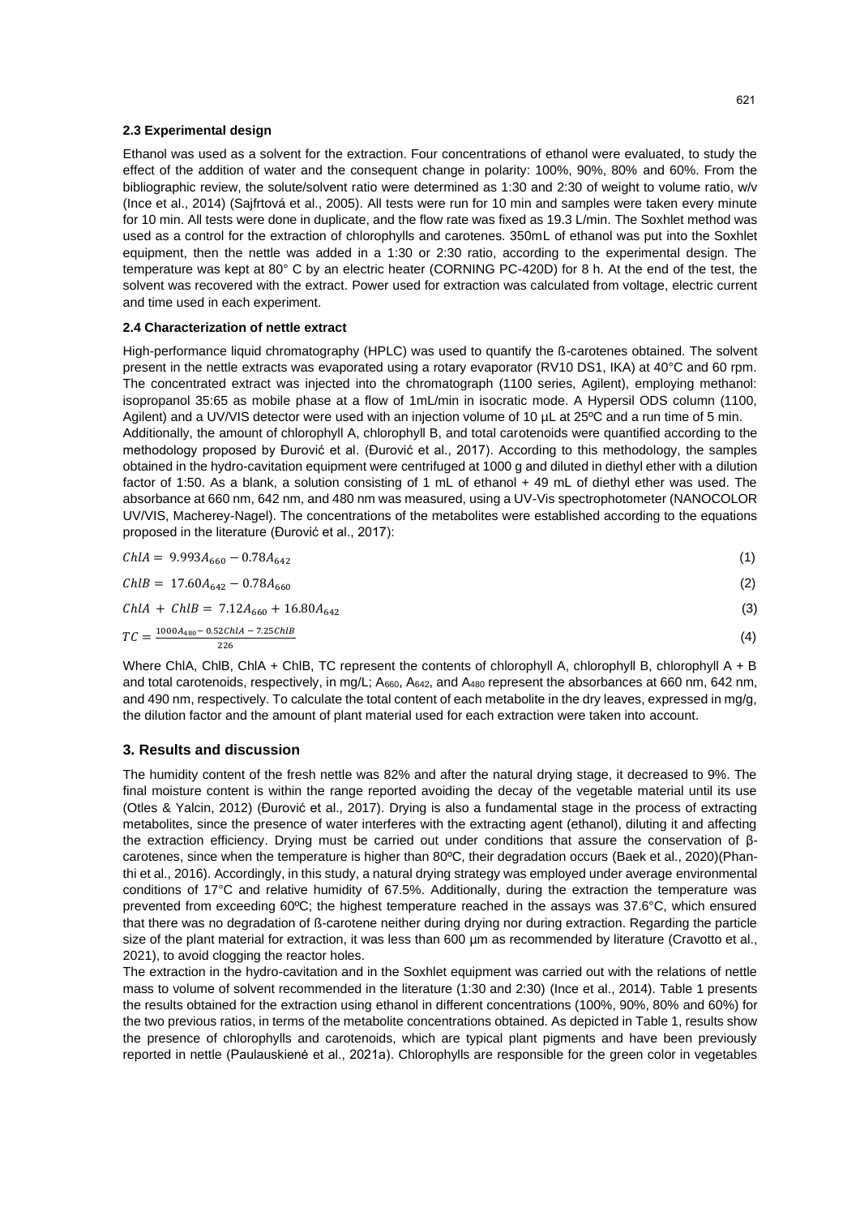### 2.3 Experimental design

Ethanol was used as a solvent for the extraction. Four concentrations of ethanol were evaluated, to study the effect of the addition of water and the consequent change in polarity: 100%, 90%, 80% and 60%. From the bibliographic review, the solute/solvent ratio were determined as 1:30 and 2:30 of weight to volume ratio, w/v (Ince et al., 2014) (Sajfrtová et al., 2005). All tests were run for 10 min and samples were taken every minute for 10 min. All tests were done in duplicate, and the flow rate was fixed as 19.3 L/min. The Soxhlet method was used as a control for the extraction of chlorophylls and carotenes. 350mL of ethanol was put into the Soxhlet equipment, then the nettle was added in a 1:30 or 2:30 ratio, according to the experimental design. The temperature was kept at 80° C by an electric heater (CORNING PC-420D) for 8 h. At the end of the test, the solvent was recovered with the extract. Power used for extraction was calculated from voltage, electric current and time used in each experiment.

### 2.4 Characterization of nettle extract

High-performance liquid chromatography (HPLC) was used to quantify the ß-carotenes obtained. The solvent present in the nettle extracts was evaporated using a rotary evaporator (RV10 DS1, IKA) at 40°C and 60 rpm. The concentrated extract was injected into the chromatograph (1100 series, Agilent), employing methanol: isopropanol 35:65 as mobile phase at a flow of 1mL/min in isocratic mode. A Hypersil ODS column (1100, Agilent) and a UV/VIS detector were used with an injection volume of 10 µL at 25ºC and a run time of 5 min.
Additionally, the amount of chlorophyll A, chlorophyll B, and total carotenoids were quantified according to the methodology proposed by Đurović et al. (Đurović et al., 2017). According to this methodology, the samples obtained in the hydro-cavitation equipment were centrifuged at 1000 g and diluted in diethyl ether with a dilution factor of 1:50. As a blank, a solution consisting of 1 mL of ethanol + 49 mL of diethyl ether was used. The absorbance at 660 nm, 642 nm, and 480 nm was measured, using a UV-Vis spectrophotometer (NANOCOLOR UV/VIS, Macherey-Nagel). The concentrations of the metabolites were established according to the equations proposed in the literature (Đurović et al., 2017):

$$ChlA = 9.993A_{660} - 0.78A_{642} \tag{1}$$

$$ChlB = 17.60A_{642} - 0.78A_{660} \tag{2}$$

$$ChlA + ChlB = 7.12A_{660} + 16.80A_{642} \tag{3}$$

$$TC = \frac{1000A_{480} - 0.52ChlA - 7.25ChlB}{226} \tag{4}$$

Where ChlA, ChlB, ChlA + ChlB, TC represent the contents of chlorophyll A, chlorophyll B, chlorophyll A + B and total carotenoids, respectively, in mg/L; $A_{660}$, $A_{642}$, and $A_{480}$ represent the absorbances at 660 nm, 642 nm, and 490 nm, respectively. To calculate the total content of each metabolite in the dry leaves, expressed in mg/g, the dilution factor and the amount of plant material used for each extraction were taken into account.

## 3. Results and discussion

The humidity content of the fresh nettle was 82% and after the natural drying stage, it decreased to 9%. The final moisture content is within the range reported avoiding the decay of the vegetable material until its use (Otles & Yalcin, 2012) (Đurović et al., 2017). Drying is also a fundamental stage in the process of extracting metabolites, since the presence of water interferes with the extracting agent (ethanol), diluting it and affecting the extraction efficiency. Drying must be carried out under conditions that assure the conservation of β-carotenes, since when the temperature is higher than 80ºC, their degradation occurs (Baek et al., 2020)(Phan-thi et al., 2016). Accordingly, in this study, a natural drying strategy was employed under average environmental conditions of 17°C and relative humidity of 67.5%. Additionally, during the extraction the temperature was prevented from exceeding 60ºC; the highest temperature reached in the assays was 37.6°C, which ensured that there was no degradation of ß-carotene neither during drying nor during extraction. Regarding the particle size of the plant material for extraction, it was less than 600 µm as recommended by literature (Cravotto et al., 2021), to avoid clogging the reactor holes.
The extraction in the hydro-cavitation and in the Soxhlet equipment was carried out with the relations of nettle mass to volume of solvent recommended in the literature (1:30 and 2:30) (Ince et al., 2014). Table 1 presents the results obtained for the extraction using ethanol in different concentrations (100%, 90%, 80% and 60%) for the two previous ratios, in terms of the metabolite concentrations obtained. As depicted in Table 1, results show the presence of chlorophylls and carotenoids, which are typical plant pigments and have been previously reported in nettle (Paulauskienė et al., 2021a). Chlorophylls are responsible for the green color in vegetables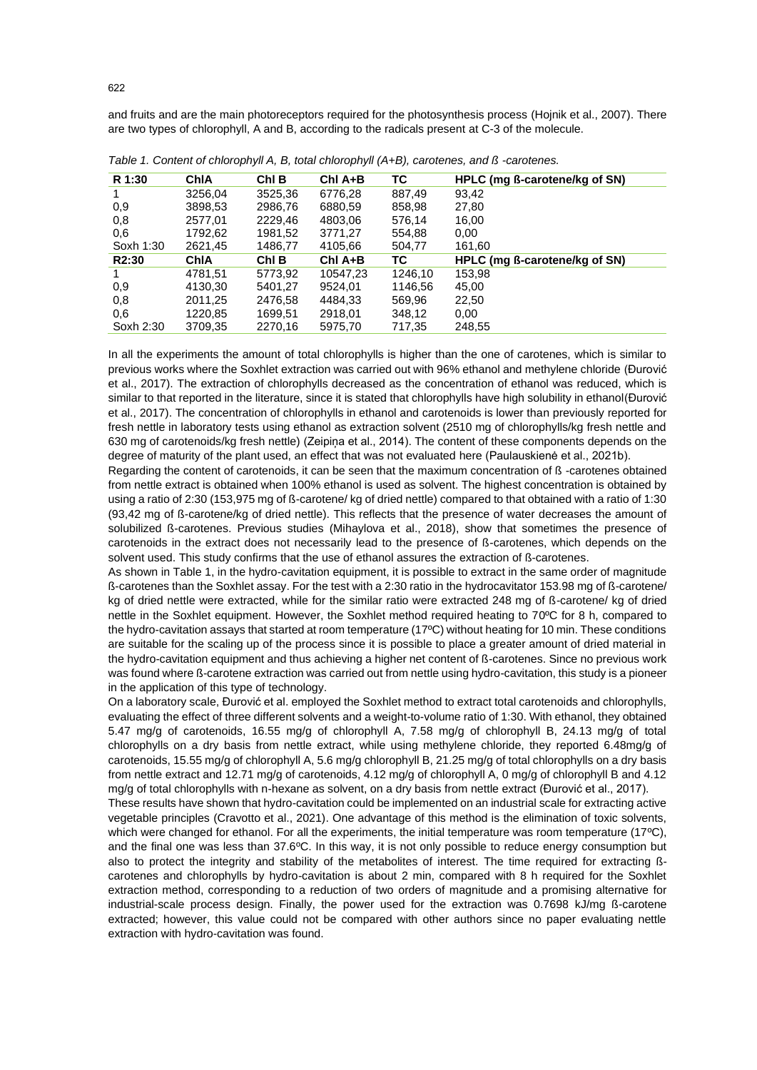and fruits and are the main photoreceptors required for the photosynthesis process (Hojnik et al., 2007). There are two types of chlorophyll, A and B, according to the radicals present at C-3 of the molecule.

*Table 1. Content of chlorophyll A, B, total chlorophyll (A+B), carotenes, and ß -carotenes.*

| R 1:30 | ChlA | Chl B | Chl A+B | TC | HPLC (mg ß-carotene/kg of SN) |
|---|---|---|---|---|---|
| 1 | 3256,04 | 3525,36 | 6776,28 | 887,49 | 93,42 |
| 0,9 | 3898,53 | 2986,76 | 6880,59 | 858,98 | 27,80 |
| 0,8 | 2577,01 | 2229,46 | 4803,06 | 576,14 | 16,00 |
| 0,6 | 1792,62 | 1981,52 | 3771,27 | 554,88 | 0,00 |
| Soxh 1:30 | 2621,45 | 1486,77 | 4105,66 | 504,77 | 161,60 |
| **R2:30** | **ChlA** | **Chl B** | **Chl A+B** | **TC** | **HPLC (mg ß-carotene/kg of SN)** |
| 1 | 4781,51 | 5773,92 | 10547,23 | 1246,10 | 153,98 |
| 0,9 | 4130,30 | 5401,27 | 9524,01 | 1146,56 | 45,00 |
| 0,8 | 2011,25 | 2476,58 | 4484,33 | 569,96 | 22,50 |
| 0,6 | 1220,85 | 1699,51 | 2918,01 | 348,12 | 0,00 |
| Soxh 2:30 | 3709,35 | 2270,16 | 5975,70 | 717,35 | 248,55 |

In all the experiments the amount of total chlorophylls is higher than the one of carotenes, which is similar to previous works where the Soxhlet extraction was carried out with 96% ethanol and methylene chloride (Đurović et al., 2017). The extraction of chlorophylls decreased as the concentration of ethanol was reduced, which is similar to that reported in the literature, since it is stated that chlorophylls have high solubility in ethanol(Đurović et al., 2017). The concentration of chlorophylls in ethanol and carotenoids is lower than previously reported for fresh nettle in laboratory tests using ethanol as extraction solvent (2510 mg of chlorophylls/kg fresh nettle and 630 mg of carotenoids/kg fresh nettle) (Zeipiņa et al., 2014). The content of these components depends on the degree of maturity of the plant used, an effect that was not evaluated here (Paulauskienė et al., 2021b).

Regarding the content of carotenoids, it can be seen that the maximum concentration of ß -carotenes obtained from nettle extract is obtained when 100% ethanol is used as solvent. The highest concentration is obtained by using a ratio of 2:30 (153,975 mg of ß-carotene/ kg of dried nettle) compared to that obtained with a ratio of 1:30 (93,42 mg of ß-carotene/kg of dried nettle). This reflects that the presence of water decreases the amount of solubilized ß-carotenes. Previous studies (Mihaylova et al., 2018), show that sometimes the presence of carotenoids in the extract does not necessarily lead to the presence of ß-carotenes, which depends on the solvent used. This study confirms that the use of ethanol assures the extraction of ß-carotenes.

As shown in Table 1, in the hydro-cavitation equipment, it is possible to extract in the same order of magnitude ß-carotenes than the Soxhlet assay. For the test with a 2:30 ratio in the hydrocavitator 153.98 mg of ß-carotene/ kg of dried nettle were extracted, while for the similar ratio were extracted 248 mg of ß-carotene/ kg of dried nettle in the Soxhlet equipment. However, the Soxhlet method required heating to 70ºC for 8 h, compared to the hydro-cavitation assays that started at room temperature (17ºC) without heating for 10 min. These conditions are suitable for the scaling up of the process since it is possible to place a greater amount of dried material in the hydro-cavitation equipment and thus achieving a higher net content of ß-carotenes. Since no previous work was found where ß-carotene extraction was carried out from nettle using hydro-cavitation, this study is a pioneer in the application of this type of technology.

On a laboratory scale, Đurović et al. employed the Soxhlet method to extract total carotenoids and chlorophylls, evaluating the effect of three different solvents and a weight-to-volume ratio of 1:30. With ethanol, they obtained 5.47 mg/g of carotenoids, 16.55 mg/g of chlorophyll A, 7.58 mg/g of chlorophyll B, 24.13 mg/g of total chlorophylls on a dry basis from nettle extract, while using methylene chloride, they reported 6.48mg/g of carotenoids, 15.55 mg/g of chlorophyll A, 5.6 mg/g chlorophyll B, 21.25 mg/g of total chlorophylls on a dry basis from nettle extract and 12.71 mg/g of carotenoids, 4.12 mg/g of chlorophyll A, 0 mg/g of chlorophyll B and 4.12 mg/g of total chlorophylls with n-hexane as solvent, on a dry basis from nettle extract (Đurović et al., 2017).

These results have shown that hydro-cavitation could be implemented on an industrial scale for extracting active vegetable principles (Cravotto et al., 2021). One advantage of this method is the elimination of toxic solvents, which were changed for ethanol. For all the experiments, the initial temperature was room temperature (17ºC), and the final one was less than 37.6ºC. In this way, it is not only possible to reduce energy consumption but also to protect the integrity and stability of the metabolites of interest. The time required for extracting ß-carotenes and chlorophylls by hydro-cavitation is about 2 min, compared with 8 h required for the Soxhlet extraction method, corresponding to a reduction of two orders of magnitude and a promising alternative for industrial-scale process design. Finally, the power used for the extraction was 0.7698 kJ/mg ß-carotene extracted; however, this value could not be compared with other authors since no paper evaluating nettle extraction with hydro-cavitation was found.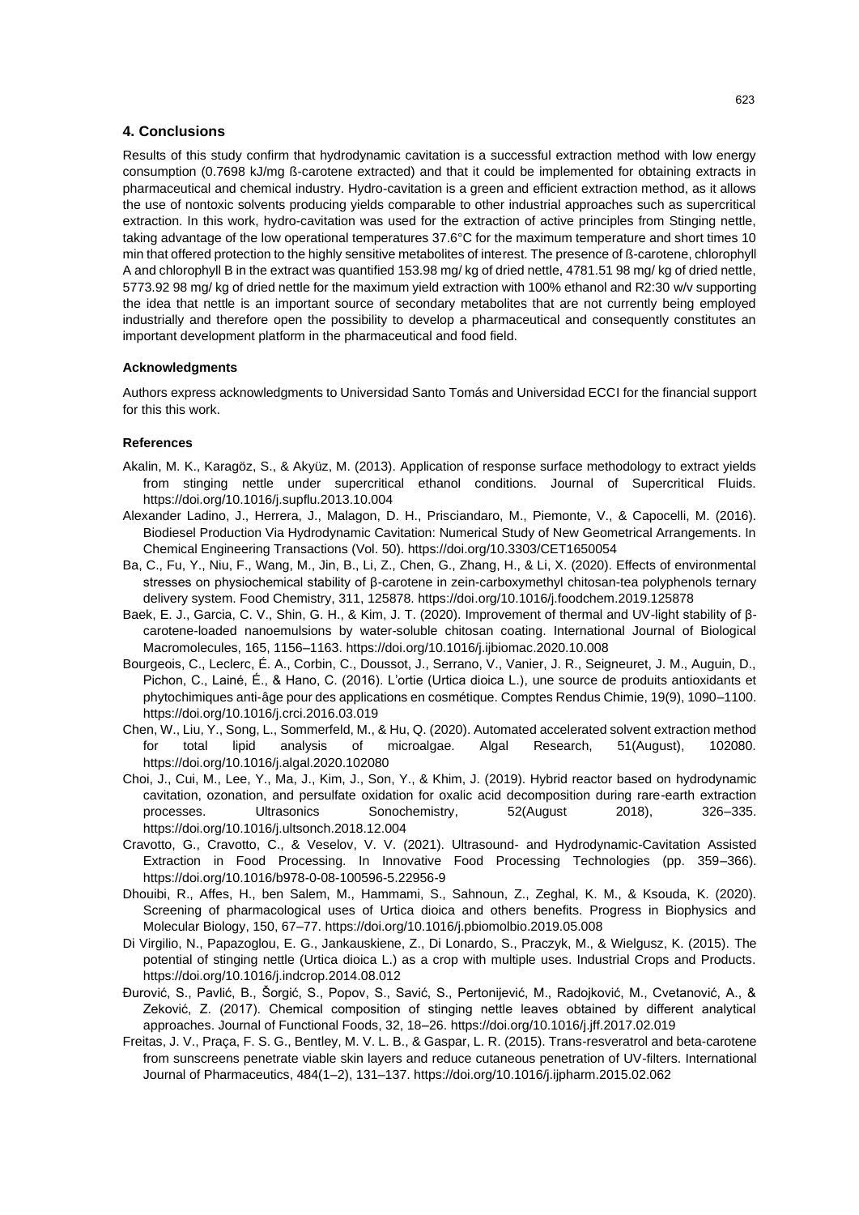## 4. Conclusions

Results of this study confirm that hydrodynamic cavitation is a successful extraction method with low energy consumption (0.7698 kJ/mg ß-carotene extracted) and that it could be implemented for obtaining extracts in pharmaceutical and chemical industry. Hydro-cavitation is a green and efficient extraction method, as it allows the use of nontoxic solvents producing yields comparable to other industrial approaches such as supercritical extraction. In this work, hydro-cavitation was used for the extraction of active principles from Stinging nettle, taking advantage of the low operational temperatures 37.6°C for the maximum temperature and short times 10 min that offered protection to the highly sensitive metabolites of interest. The presence of ß-carotene, chlorophyll A and chlorophyll B in the extract was quantified 153.98 mg/ kg of dried nettle, 4781.51 98 mg/ kg of dried nettle, 5773.92 98 mg/ kg of dried nettle for the maximum yield extraction with 100% ethanol and R2:30 w/v supporting the idea that nettle is an important source of secondary metabolites that are not currently being employed industrially and therefore open the possibility to develop a pharmaceutical and consequently constitutes an important development platform in the pharmaceutical and food field.

### Acknowledgments

Authors express acknowledgments to Universidad Santo Tomás and Universidad ECCI for the financial support for this this work.

### References

Akalin, M. K., Karagöz, S., & Akyüz, M. (2013). Application of response surface methodology to extract yields from stinging nettle under supercritical ethanol conditions. Journal of Supercritical Fluids. https://doi.org/10.1016/j.supflu.2013.10.004

Alexander Ladino, J., Herrera, J., Malagon, D. H., Prisciandaro, M., Piemonte, V., & Capocelli, M. (2016). Biodiesel Production Via Hydrodynamic Cavitation: Numerical Study of New Geometrical Arrangements. In Chemical Engineering Transactions (Vol. 50). https://doi.org/10.3303/CET1650054

Ba, C., Fu, Y., Niu, F., Wang, M., Jin, B., Li, Z., Chen, G., Zhang, H., & Li, X. (2020). Effects of environmental stresses on physiochemical stability of β-carotene in zein-carboxymethyl chitosan-tea polyphenols ternary delivery system. Food Chemistry, 311, 125878. https://doi.org/10.1016/j.foodchem.2019.125878

Baek, E. J., Garcia, C. V., Shin, G. H., & Kim, J. T. (2020). Improvement of thermal and UV-light stability of β-carotene-loaded nanoemulsions by water-soluble chitosan coating. International Journal of Biological Macromolecules, 165, 1156–1163. https://doi.org/10.1016/j.ijbiomac.2020.10.008

Bourgeois, C., Leclerc, É. A., Corbin, C., Doussot, J., Serrano, V., Vanier, J. R., Seigneuret, J. M., Auguin, D., Pichon, C., Lainé, É., & Hano, C. (2016). L'ortie (Urtica dioica L.), une source de produits antioxidants et phytochimiques anti-âge pour des applications en cosmétique. Comptes Rendus Chimie, 19(9), 1090–1100. https://doi.org/10.1016/j.crci.2016.03.019

Chen, W., Liu, Y., Song, L., Sommerfeld, M., & Hu, Q. (2020). Automated accelerated solvent extraction method for total lipid analysis of microalgae. Algal Research, 51(August), 102080. https://doi.org/10.1016/j.algal.2020.102080

Choi, J., Cui, M., Lee, Y., Ma, J., Kim, J., Son, Y., & Khim, J. (2019). Hybrid reactor based on hydrodynamic cavitation, ozonation, and persulfate oxidation for oxalic acid decomposition during rare-earth extraction processes. Ultrasonics Sonochemistry, 52(August 2018), 326–335. https://doi.org/10.1016/j.ultsonch.2018.12.004

Cravotto, G., Cravotto, C., & Veselov, V. V. (2021). Ultrasound- and Hydrodynamic-Cavitation Assisted Extraction in Food Processing. In Innovative Food Processing Technologies (pp. 359–366). https://doi.org/10.1016/b978-0-08-100596-5.22956-9

Dhouibi, R., Affes, H., ben Salem, M., Hammami, S., Sahnoun, Z., Zeghal, K. M., & Ksouda, K. (2020). Screening of pharmacological uses of Urtica dioica and others benefits. Progress in Biophysics and Molecular Biology, 150, 67–77. https://doi.org/10.1016/j.pbiomolbio.2019.05.008

Di Virgilio, N., Papazoglou, E. G., Jankauskiene, Z., Di Lonardo, S., Praczyk, M., & Wielgusz, K. (2015). The potential of stinging nettle (Urtica dioica L.) as a crop with multiple uses. Industrial Crops and Products. https://doi.org/10.1016/j.indcrop.2014.08.012

Đurović, S., Pavlić, B., Šorgić, S., Popov, S., Savić, S., Pertonijević, M., Radojković, M., Cvetanović, A., & Zeković, Z. (2017). Chemical composition of stinging nettle leaves obtained by different analytical approaches. Journal of Functional Foods, 32, 18–26. https://doi.org/10.1016/j.jff.2017.02.019

Freitas, J. V., Praça, F. S. G., Bentley, M. V. L. B., & Gaspar, L. R. (2015). Trans-resveratrol and beta-carotene from sunscreens penetrate viable skin layers and reduce cutaneous penetration of UV-filters. International Journal of Pharmaceutics, 484(1–2), 131–137. https://doi.org/10.1016/j.ijpharm.2015.02.062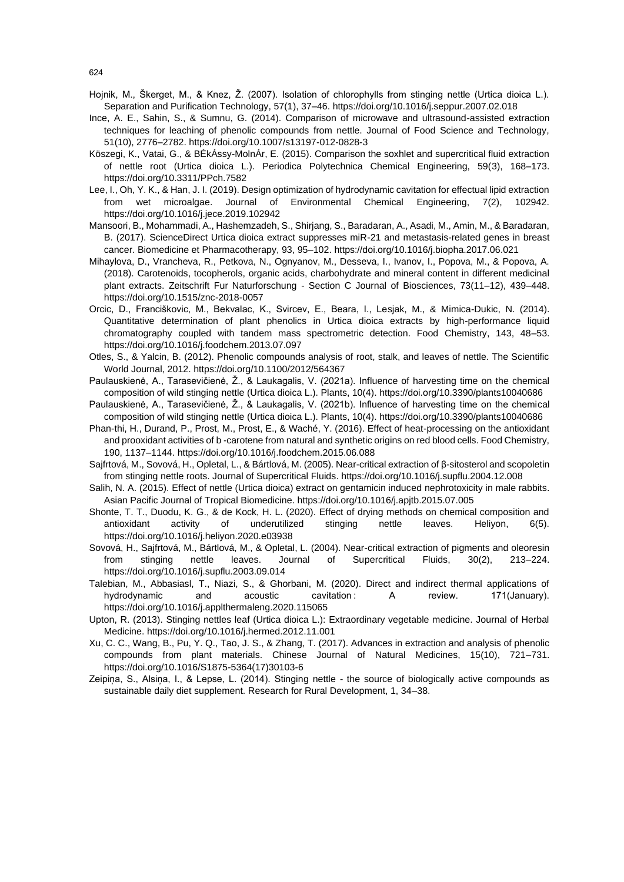Hojnik, M., Škerget, M., & Knez, Ž. (2007). Isolation of chlorophylls from stinging nettle (Urtica dioica L.). Separation and Purification Technology, 57(1), 37–46. https://doi.org/10.1016/j.seppur.2007.02.018

Ince, A. E., Sahin, S., & Sumnu, G. (2014). Comparison of microwave and ultrasound-assisted extraction techniques for leaching of phenolic compounds from nettle. Journal of Food Science and Technology, 51(10), 2776–2782. https://doi.org/10.1007/s13197-012-0828-3

Köszegi, K., Vatai, G., & BÉkÁssy-MolnÁr, E. (2015). Comparison the soxhlet and supercritical fluid extraction of nettle root (Urtica dioica L.). Periodica Polytechnica Chemical Engineering, 59(3), 168–173. https://doi.org/10.3311/PPch.7582

Lee, I., Oh, Y. K., & Han, J. I. (2019). Design optimization of hydrodynamic cavitation for effectual lipid extraction from wet microalgae. Journal of Environmental Chemical Engineering, 7(2), 102942. https://doi.org/10.1016/j.jece.2019.102942

Mansoori, B., Mohammadi, A., Hashemzadeh, S., Shirjang, S., Baradaran, A., Asadi, M., Amin, M., & Baradaran, B. (2017). ScienceDirect Urtica dioica extract suppresses miR-21 and metastasis-related genes in breast cancer. Biomedicine et Pharmacotherapy, 93, 95–102. https://doi.org/10.1016/j.biopha.2017.06.021

Mihaylova, D., Vrancheva, R., Petkova, N., Ognyanov, M., Desseva, I., Ivanov, I., Popova, M., & Popova, A. (2018). Carotenoids, tocopherols, organic acids, charbohydrate and mineral content in different medicinal plant extracts. Zeitschrift Fur Naturforschung - Section C Journal of Biosciences, 73(11–12), 439–448. https://doi.org/10.1515/znc-2018-0057

Orcic, D., Franciškovic, M., Bekvalac, K., Svircev, E., Beara, I., Lesjak, M., & Mimica-Dukic, N. (2014). Quantitative determination of plant phenolics in Urtica dioica extracts by high-performance liquid chromatography coupled with tandem mass spectrometric detection. Food Chemistry, 143, 48–53. https://doi.org/10.1016/j.foodchem.2013.07.097

Otles, S., & Yalcin, B. (2012). Phenolic compounds analysis of root, stalk, and leaves of nettle. The Scientific World Journal, 2012. https://doi.org/10.1100/2012/564367

Paulauskienė, A., Tarasevičienė, Ž., & Laukagalis, V. (2021a). Influence of harvesting time on the chemical composition of wild stinging nettle (Urtica dioica L.). Plants, 10(4). https://doi.org/10.3390/plants10040686

Paulauskienė, A., Tarasevičienė, Ž., & Laukagalis, V. (2021b). Influence of harvesting time on the chemical composition of wild stinging nettle (Urtica dioica L.). Plants, 10(4). https://doi.org/10.3390/plants10040686

Phan-thi, H., Durand, P., Prost, M., Prost, E., & Waché, Y. (2016). Effect of heat-processing on the antioxidant and prooxidant activities of b -carotene from natural and synthetic origins on red blood cells. Food Chemistry, 190, 1137–1144. https://doi.org/10.1016/j.foodchem.2015.06.088

Sajfrtová, M., Sovová, H., Opletal, L., & Bártlová, M. (2005). Near-critical extraction of β-sitosterol and scopoletin from stinging nettle roots. Journal of Supercritical Fluids. https://doi.org/10.1016/j.supflu.2004.12.008

Salih, N. A. (2015). Effect of nettle (Urtica dioica) extract on gentamicin induced nephrotoxicity in male rabbits. Asian Pacific Journal of Tropical Biomedicine. https://doi.org/10.1016/j.apjtb.2015.07.005

Shonte, T. T., Duodu, K. G., & de Kock, H. L. (2020). Effect of drying methods on chemical composition and antioxidant activity of underutilized stinging nettle leaves. Heliyon, 6(5). https://doi.org/10.1016/j.heliyon.2020.e03938

Sovová, H., Sajfrtová, M., Bártlová, M., & Opletal, L. (2004). Near-critical extraction of pigments and oleoresin from stinging nettle leaves. Journal of Supercritical Fluids, 30(2), 213–224. https://doi.org/10.1016/j.supflu.2003.09.014

Talebian, M., Abbasiasl, T., Niazi, S., & Ghorbani, M. (2020). Direct and indirect thermal applications of hydrodynamic and acoustic cavitation : A review. 171(January). https://doi.org/10.1016/j.applthermaleng.2020.115065

Upton, R. (2013). Stinging nettles leaf (Urtica dioica L.): Extraordinary vegetable medicine. Journal of Herbal Medicine. https://doi.org/10.1016/j.hermed.2012.11.001

Xu, C. C., Wang, B., Pu, Y. Q., Tao, J. S., & Zhang, T. (2017). Advances in extraction and analysis of phenolic compounds from plant materials. Chinese Journal of Natural Medicines, 15(10), 721–731. https://doi.org/10.1016/S1875-5364(17)30103-6

Zeipiņa, S., Alsiņa, I., & Lepse, L. (2014). Stinging nettle - the source of biologically active compounds as sustainable daily diet supplement. Research for Rural Development, 1, 34–38.